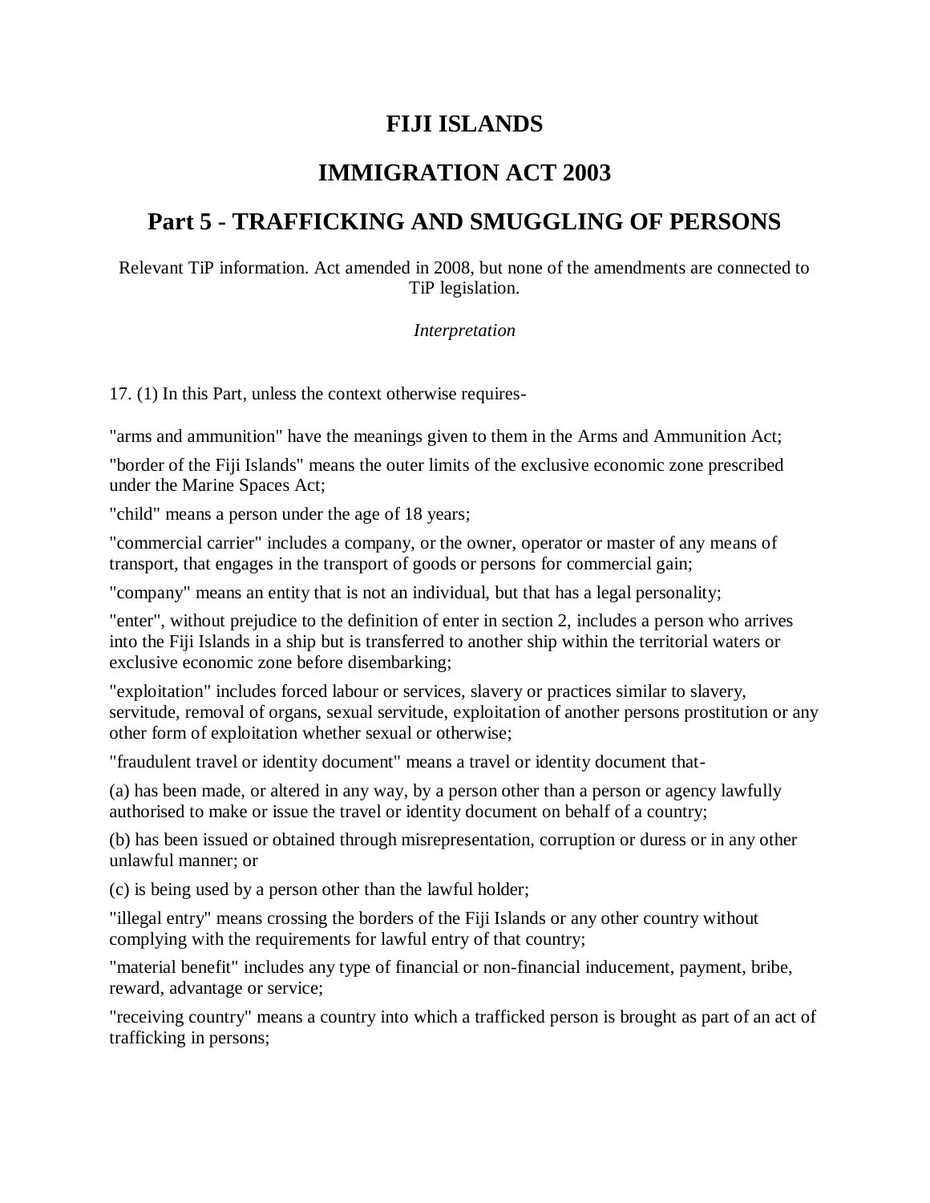# FIJI ISLANDS

# IMMIGRATION ACT 2003

# Part 5 - TRAFFICKING AND SMUGGLING OF PERSONS

Relevant TiP information. Act amended in 2008, but none of the amendments are connected to TiP legislation.

*Interpretation*

17. (1) In this Part, unless the context otherwise requires-

"arms and ammunition" have the meanings given to them in the Arms and Ammunition Act;

"border of the Fiji Islands" means the outer limits of the exclusive economic zone prescribed under the Marine Spaces Act;

"child" means a person under the age of 18 years;

"commercial carrier" includes a company, or the owner, operator or master of any means of transport, that engages in the transport of goods or persons for commercial gain;

"company" means an entity that is not an individual, but that has a legal personality;

"enter", without prejudice to the definition of enter in section 2, includes a person who arrives into the Fiji Islands in a ship but is transferred to another ship within the territorial waters or exclusive economic zone before disembarking;

"exploitation" includes forced labour or services, slavery or practices similar to slavery, servitude, removal of organs, sexual servitude, exploitation of another persons prostitution or any other form of exploitation whether sexual or otherwise;

"fraudulent travel or identity document" means a travel or identity document that-

(a) has been made, or altered in any way, by a person other than a person or agency lawfully authorised to make or issue the travel or identity document on behalf of a country;

(b) has been issued or obtained through misrepresentation, corruption or duress or in any other unlawful manner; or

(c) is being used by a person other than the lawful holder;

"illegal entry" means crossing the borders of the Fiji Islands or any other country without complying with the requirements for lawful entry of that country;

"material benefit" includes any type of financial or non-financial inducement, payment, bribe, reward, advantage or service;

"receiving country" means a country into which a trafficked person is brought as part of an act of trafficking in persons;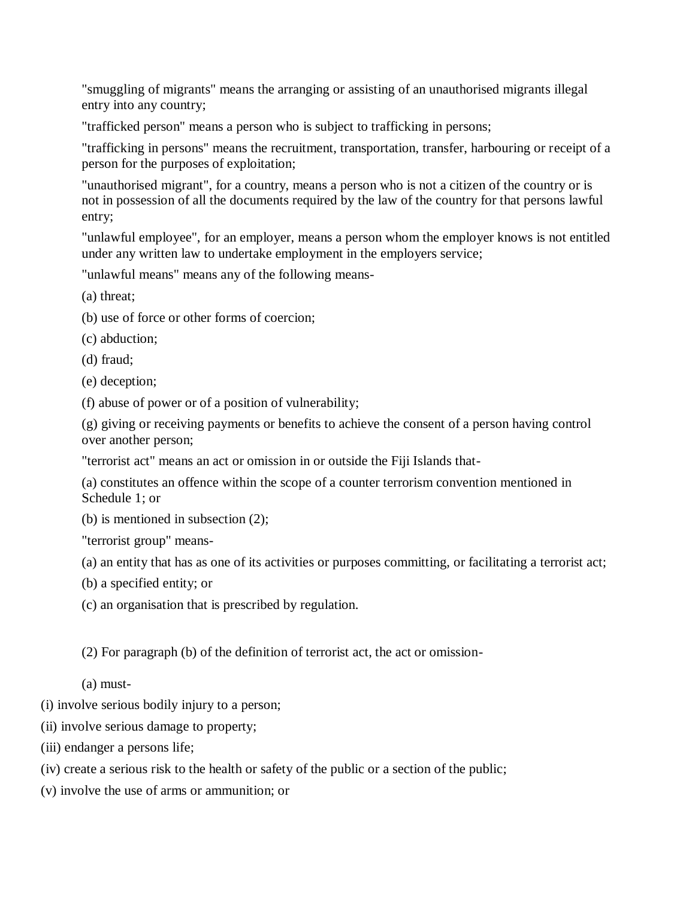"smuggling of migrants" means the arranging or assisting of an unauthorised migrants illegal entry into any country;

"trafficked person" means a person who is subject to trafficking in persons;

"trafficking in persons" means the recruitment, transportation, transfer, harbouring or receipt of a person for the purposes of exploitation;

"unauthorised migrant", for a country, means a person who is not a citizen of the country or is not in possession of all the documents required by the law of the country for that persons lawful entry;

"unlawful employee", for an employer, means a person whom the employer knows is not entitled under any written law to undertake employment in the employers service;

"unlawful means" means any of the following means-

(a) threat;

(b) use of force or other forms of coercion;

(c) abduction;

(d) fraud;

(e) deception;

(f) abuse of power or of a position of vulnerability;

(g) giving or receiving payments or benefits to achieve the consent of a person having control over another person;

"terrorist act" means an act or omission in or outside the Fiji Islands that-

(a) constitutes an offence within the scope of a counter terrorism convention mentioned in Schedule 1; or

(b) is mentioned in subsection (2);

"terrorist group" means-

(a) an entity that has as one of its activities or purposes committing, or facilitating a terrorist act;

(b) a specified entity; or

(c) an organisation that is prescribed by regulation.

(2) For paragraph (b) of the definition of terrorist act, the act or omission-

(a) must-

(i) involve serious bodily injury to a person;

(ii) involve serious damage to property;

(iii) endanger a persons life;

(iv) create a serious risk to the health or safety of the public or a section of the public;

(v) involve the use of arms or ammunition; or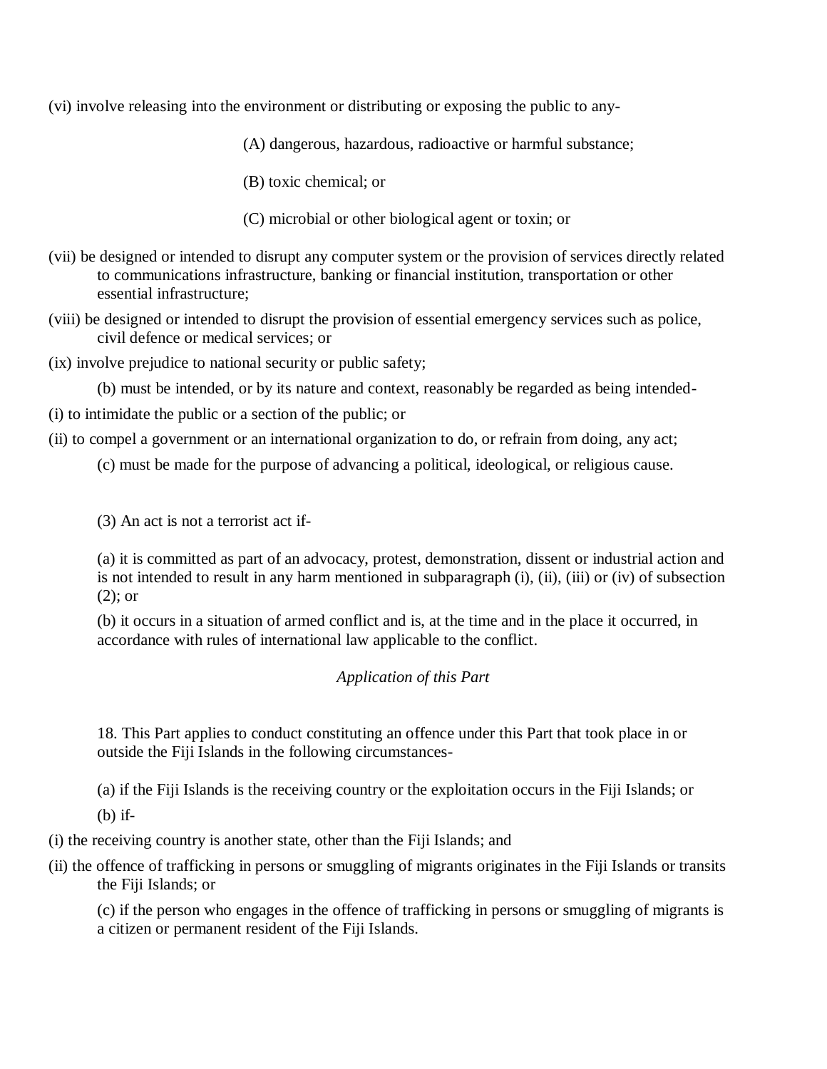(vi) involve releasing into the environment or distributing or exposing the public to any-

(A) dangerous, hazardous, radioactive or harmful substance;

(B) toxic chemical; or

(C) microbial or other biological agent or toxin; or

(vii) be designed or intended to disrupt any computer system or the provision of services directly related to communications infrastructure, banking or financial institution, transportation or other essential infrastructure;

(viii) be designed or intended to disrupt the provision of essential emergency services such as police, civil defence or medical services; or

(ix) involve prejudice to national security or public safety;

(b) must be intended, or by its nature and context, reasonably be regarded as being intended-

(i) to intimidate the public or a section of the public; or

(ii) to compel a government or an international organization to do, or refrain from doing, any act;

(c) must be made for the purpose of advancing a political, ideological, or religious cause.

(3) An act is not a terrorist act if-

(a) it is committed as part of an advocacy, protest, demonstration, dissent or industrial action and is not intended to result in any harm mentioned in subparagraph (i), (ii), (iii) or (iv) of subsection (2); or

(b) it occurs in a situation of armed conflict and is, at the time and in the place it occurred, in accordance with rules of international law applicable to the conflict.

*Application of this Part*

18. This Part applies to conduct constituting an offence under this Part that took place in or outside the Fiji Islands in the following circumstances-

(a) if the Fiji Islands is the receiving country or the exploitation occurs in the Fiji Islands; or

(b) if-

(i) the receiving country is another state, other than the Fiji Islands; and

(ii) the offence of trafficking in persons or smuggling of migrants originates in the Fiji Islands or transits the Fiji Islands; or

(c) if the person who engages in the offence of trafficking in persons or smuggling of migrants is a citizen or permanent resident of the Fiji Islands.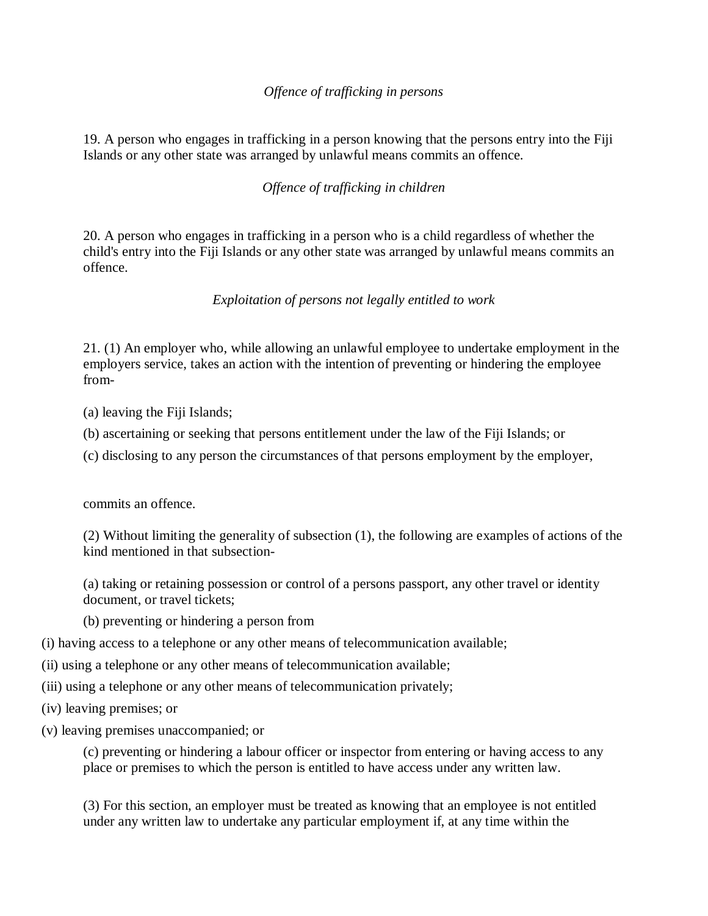*Offence of trafficking in persons*

19. A person who engages in trafficking in a person knowing that the persons entry into the Fiji Islands or any other state was arranged by unlawful means commits an offence.

*Offence of trafficking in children*

20. A person who engages in trafficking in a person who is a child regardless of whether the child's entry into the Fiji Islands or any other state was arranged by unlawful means commits an offence.

*Exploitation of persons not legally entitled to work*

21. (1) An employer who, while allowing an unlawful employee to undertake employment in the employers service, takes an action with the intention of preventing or hindering the employee from-

(a) leaving the Fiji Islands;

(b) ascertaining or seeking that persons entitlement under the law of the Fiji Islands; or

(c) disclosing to any person the circumstances of that persons employment by the employer,

commits an offence.

(2) Without limiting the generality of subsection (1), the following are examples of actions of the kind mentioned in that subsection-

(a) taking or retaining possession or control of a persons passport, any other travel or identity document, or travel tickets;

(b) preventing or hindering a person from

(i) having access to a telephone or any other means of telecommunication available;

(ii) using a telephone or any other means of telecommunication available;

(iii) using a telephone or any other means of telecommunication privately;

(iv) leaving premises; or

(v) leaving premises unaccompanied; or

(c) preventing or hindering a labour officer or inspector from entering or having access to any place or premises to which the person is entitled to have access under any written law.

(3) For this section, an employer must be treated as knowing that an employee is not entitled under any written law to undertake any particular employment if, at any time within the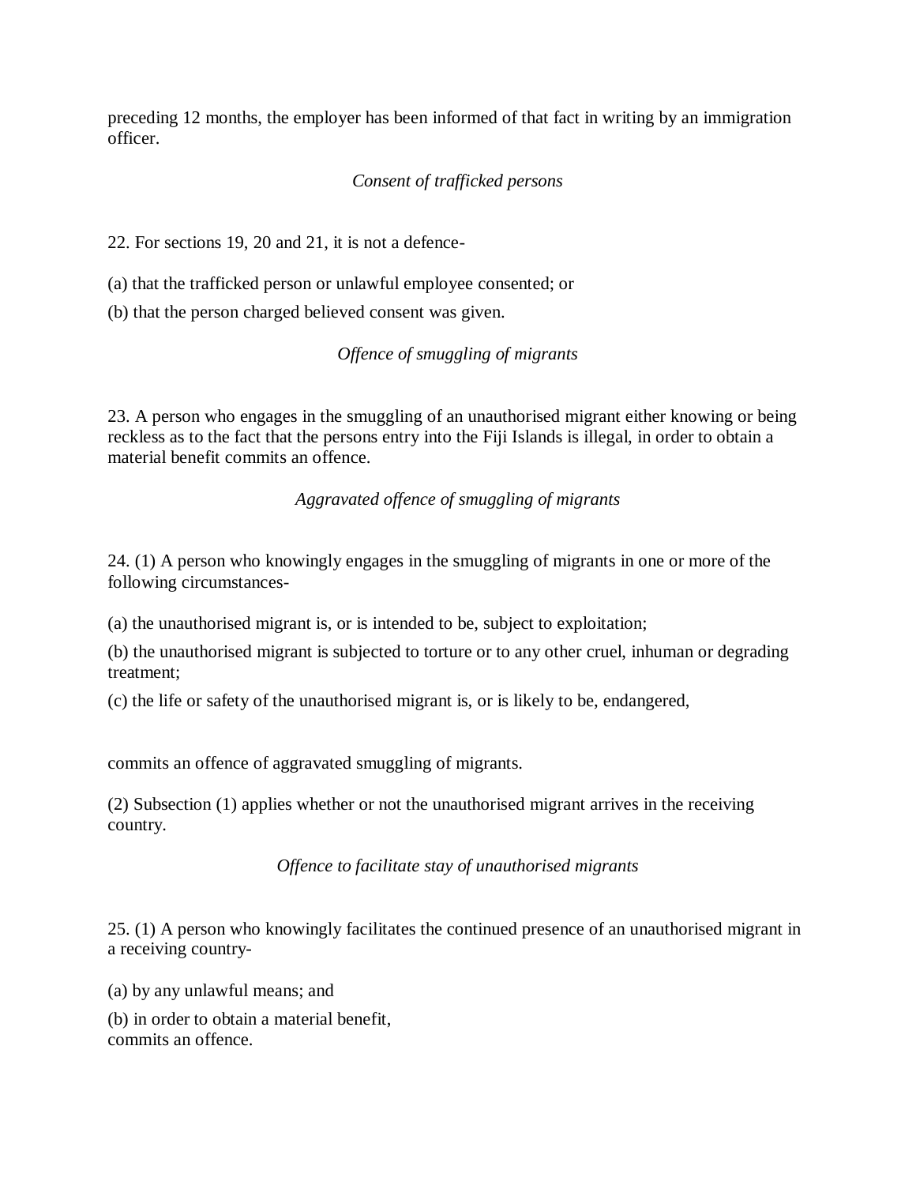preceding 12 months, the employer has been informed of that fact in writing by an immigration officer.

*Consent of trafficked persons*

22. For sections 19, 20 and 21, it is not a defence-

(a) that the trafficked person or unlawful employee consented; or

(b) that the person charged believed consent was given.

*Offence of smuggling of migrants*

23. A person who engages in the smuggling of an unauthorised migrant either knowing or being reckless as to the fact that the persons entry into the Fiji Islands is illegal, in order to obtain a material benefit commits an offence.

*Aggravated offence of smuggling of migrants*

24. (1) A person who knowingly engages in the smuggling of migrants in one or more of the following circumstances-

(a) the unauthorised migrant is, or is intended to be, subject to exploitation;

(b) the unauthorised migrant is subjected to torture or to any other cruel, inhuman or degrading treatment;

(c) the life or safety of the unauthorised migrant is, or is likely to be, endangered,

commits an offence of aggravated smuggling of migrants.

(2) Subsection (1) applies whether or not the unauthorised migrant arrives in the receiving country.

*Offence to facilitate stay of unauthorised migrants*

25. (1) A person who knowingly facilitates the continued presence of an unauthorised migrant in a receiving country-

(a) by any unlawful means; and

(b) in order to obtain a material benefit,
commits an offence.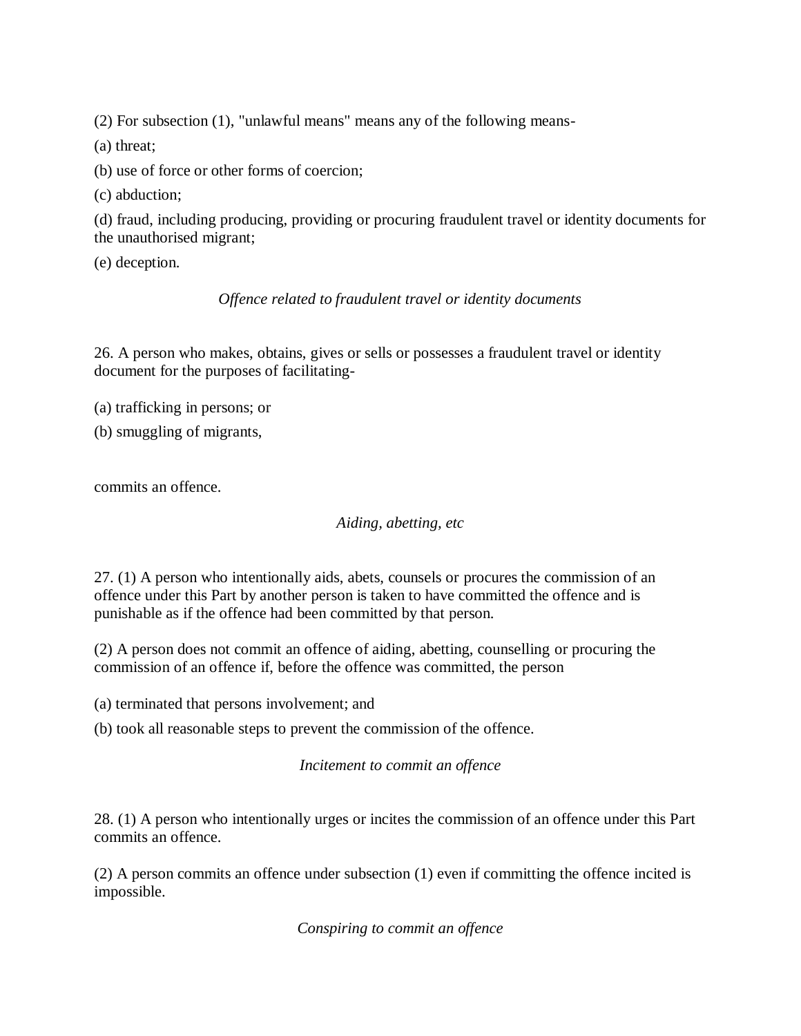(2) For subsection (1), "unlawful means" means any of the following means-

(a) threat;

(b) use of force or other forms of coercion;

(c) abduction;

(d) fraud, including producing, providing or procuring fraudulent travel or identity documents for the unauthorised migrant;

(e) deception.

*Offence related to fraudulent travel or identity documents*

26. A person who makes, obtains, gives or sells or possesses a fraudulent travel or identity document for the purposes of facilitating-

(a) trafficking in persons; or

(b) smuggling of migrants,

commits an offence.

*Aiding, abetting, etc*

27. (1) A person who intentionally aids, abets, counsels or procures the commission of an offence under this Part by another person is taken to have committed the offence and is punishable as if the offence had been committed by that person.

(2) A person does not commit an offence of aiding, abetting, counselling or procuring the commission of an offence if, before the offence was committed, the person

(a) terminated that persons involvement; and

(b) took all reasonable steps to prevent the commission of the offence.

*Incitement to commit an offence*

28. (1) A person who intentionally urges or incites the commission of an offence under this Part commits an offence.

(2) A person commits an offence under subsection (1) even if committing the offence incited is impossible.

*Conspiring to commit an offence*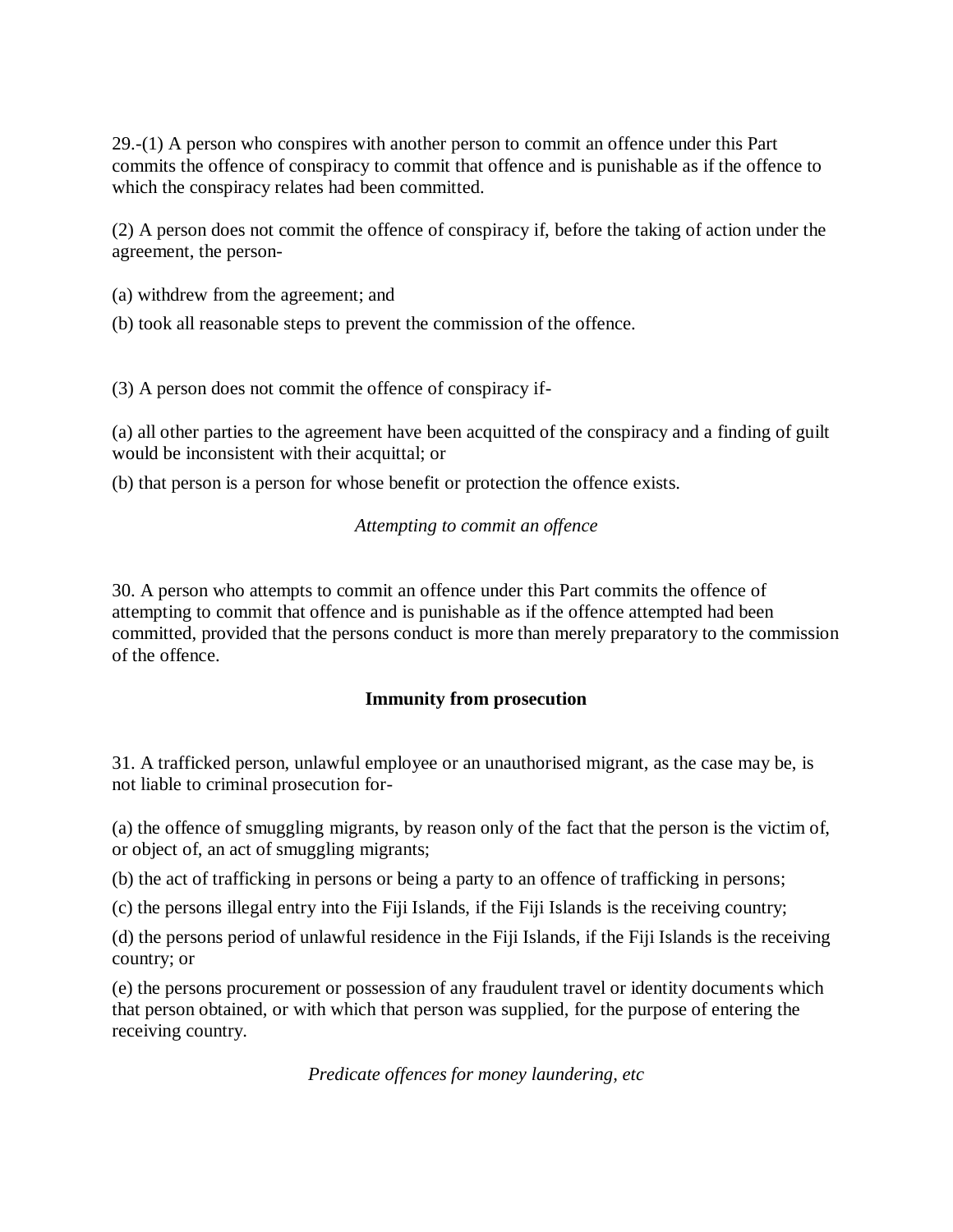29.-(1) A person who conspires with another person to commit an offence under this Part commits the offence of conspiracy to commit that offence and is punishable as if the offence to which the conspiracy relates had been committed.

(2) A person does not commit the offence of conspiracy if, before the taking of action under the agreement, the person-

(a) withdrew from the agreement; and

(b) took all reasonable steps to prevent the commission of the offence.

(3) A person does not commit the offence of conspiracy if-

(a) all other parties to the agreement have been acquitted of the conspiracy and a finding of guilt would be inconsistent with their acquittal; or

(b) that person is a person for whose benefit or protection the offence exists.

*Attempting to commit an offence*

30. A person who attempts to commit an offence under this Part commits the offence of attempting to commit that offence and is punishable as if the offence attempted had been committed, provided that the persons conduct is more than merely preparatory to the commission of the offence.

**Immunity from prosecution**

31. A trafficked person, unlawful employee or an unauthorised migrant, as the case may be, is not liable to criminal prosecution for-

(a) the offence of smuggling migrants, by reason only of the fact that the person is the victim of, or object of, an act of smuggling migrants;

(b) the act of trafficking in persons or being a party to an offence of trafficking in persons;

(c) the persons illegal entry into the Fiji Islands, if the Fiji Islands is the receiving country;

(d) the persons period of unlawful residence in the Fiji Islands, if the Fiji Islands is the receiving country; or

(e) the persons procurement or possession of any fraudulent travel or identity documents which that person obtained, or with which that person was supplied, for the purpose of entering the receiving country.

*Predicate offences for money laundering, etc*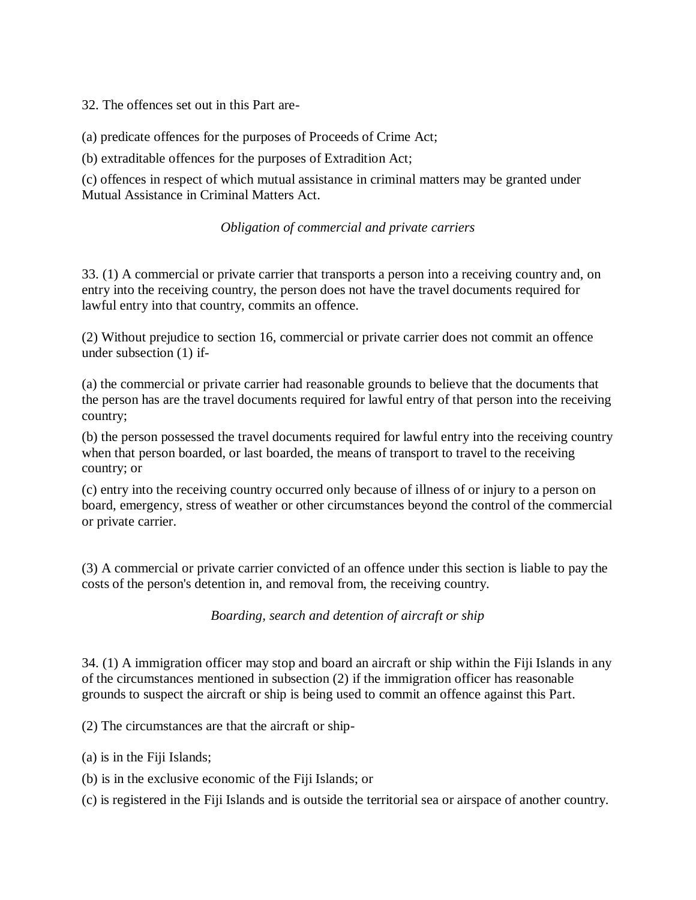32. The offences set out in this Part are-

(a) predicate offences for the purposes of Proceeds of Crime Act;

(b) extraditable offences for the purposes of Extradition Act;

(c) offences in respect of which mutual assistance in criminal matters may be granted under Mutual Assistance in Criminal Matters Act.

*Obligation of commercial and private carriers*

33. (1) A commercial or private carrier that transports a person into a receiving country and, on entry into the receiving country, the person does not have the travel documents required for lawful entry into that country, commits an offence.

(2) Without prejudice to section 16, commercial or private carrier does not commit an offence under subsection (1) if-

(a) the commercial or private carrier had reasonable grounds to believe that the documents that the person has are the travel documents required for lawful entry of that person into the receiving country;

(b) the person possessed the travel documents required for lawful entry into the receiving country when that person boarded, or last boarded, the means of transport to travel to the receiving country; or

(c) entry into the receiving country occurred only because of illness of or injury to a person on board, emergency, stress of weather or other circumstances beyond the control of the commercial or private carrier.

(3) A commercial or private carrier convicted of an offence under this section is liable to pay the costs of the person's detention in, and removal from, the receiving country.

*Boarding, search and detention of aircraft or ship*

34. (1) A immigration officer may stop and board an aircraft or ship within the Fiji Islands in any of the circumstances mentioned in subsection (2) if the immigration officer has reasonable grounds to suspect the aircraft or ship is being used to commit an offence against this Part.

(2) The circumstances are that the aircraft or ship-

(a) is in the Fiji Islands;

(b) is in the exclusive economic of the Fiji Islands; or

(c) is registered in the Fiji Islands and is outside the territorial sea or airspace of another country.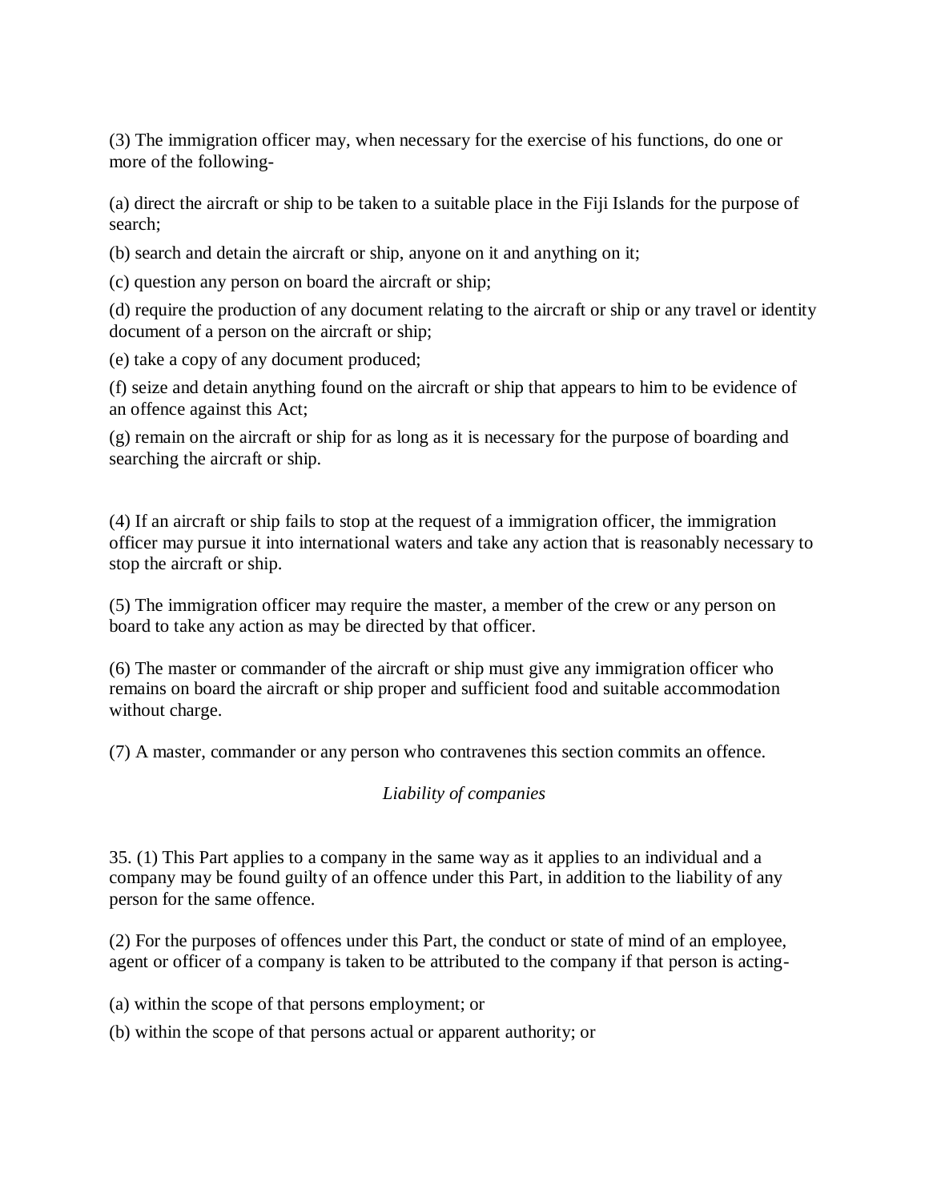(3) The immigration officer may, when necessary for the exercise of his functions, do one or more of the following-

(a) direct the aircraft or ship to be taken to a suitable place in the Fiji Islands for the purpose of search;

(b) search and detain the aircraft or ship, anyone on it and anything on it;

(c) question any person on board the aircraft or ship;

(d) require the production of any document relating to the aircraft or ship or any travel or identity document of a person on the aircraft or ship;

(e) take a copy of any document produced;

(f) seize and detain anything found on the aircraft or ship that appears to him to be evidence of an offence against this Act;

(g) remain on the aircraft or ship for as long as it is necessary for the purpose of boarding and searching the aircraft or ship.

(4) If an aircraft or ship fails to stop at the request of a immigration officer, the immigration officer may pursue it into international waters and take any action that is reasonably necessary to stop the aircraft or ship.

(5) The immigration officer may require the master, a member of the crew or any person on board to take any action as may be directed by that officer.

(6) The master or commander of the aircraft or ship must give any immigration officer who remains on board the aircraft or ship proper and sufficient food and suitable accommodation without charge.

(7) A master, commander or any person who contravenes this section commits an offence.

*Liability of companies*

35. (1) This Part applies to a company in the same way as it applies to an individual and a company may be found guilty of an offence under this Part, in addition to the liability of any person for the same offence.

(2) For the purposes of offences under this Part, the conduct or state of mind of an employee, agent or officer of a company is taken to be attributed to the company if that person is acting-

(a) within the scope of that persons employment; or

(b) within the scope of that persons actual or apparent authority; or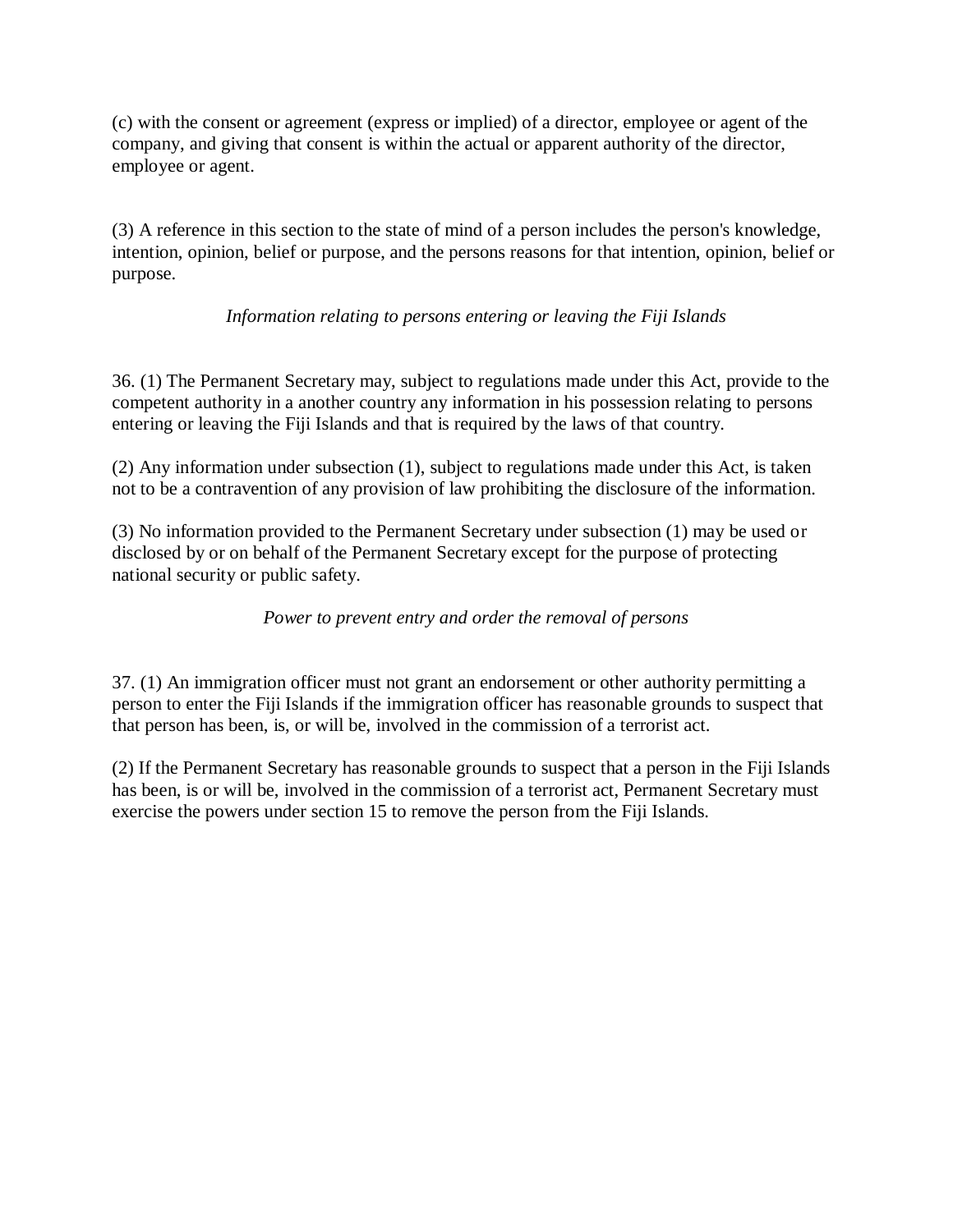(c) with the consent or agreement (express or implied) of a director, employee or agent of the company, and giving that consent is within the actual or apparent authority of the director, employee or agent.

(3) A reference in this section to the state of mind of a person includes the person's knowledge, intention, opinion, belief or purpose, and the persons reasons for that intention, opinion, belief or purpose.

*Information relating to persons entering or leaving the Fiji Islands*

36. (1) The Permanent Secretary may, subject to regulations made under this Act, provide to the competent authority in a another country any information in his possession relating to persons entering or leaving the Fiji Islands and that is required by the laws of that country.

(2) Any information under subsection (1), subject to regulations made under this Act, is taken not to be a contravention of any provision of law prohibiting the disclosure of the information.

(3) No information provided to the Permanent Secretary under subsection (1) may be used or disclosed by or on behalf of the Permanent Secretary except for the purpose of protecting national security or public safety.

*Power to prevent entry and order the removal of persons*

37. (1) An immigration officer must not grant an endorsement or other authority permitting a person to enter the Fiji Islands if the immigration officer has reasonable grounds to suspect that that person has been, is, or will be, involved in the commission of a terrorist act.

(2) If the Permanent Secretary has reasonable grounds to suspect that a person in the Fiji Islands has been, is or will be, involved in the commission of a terrorist act, Permanent Secretary must exercise the powers under section 15 to remove the person from the Fiji Islands.